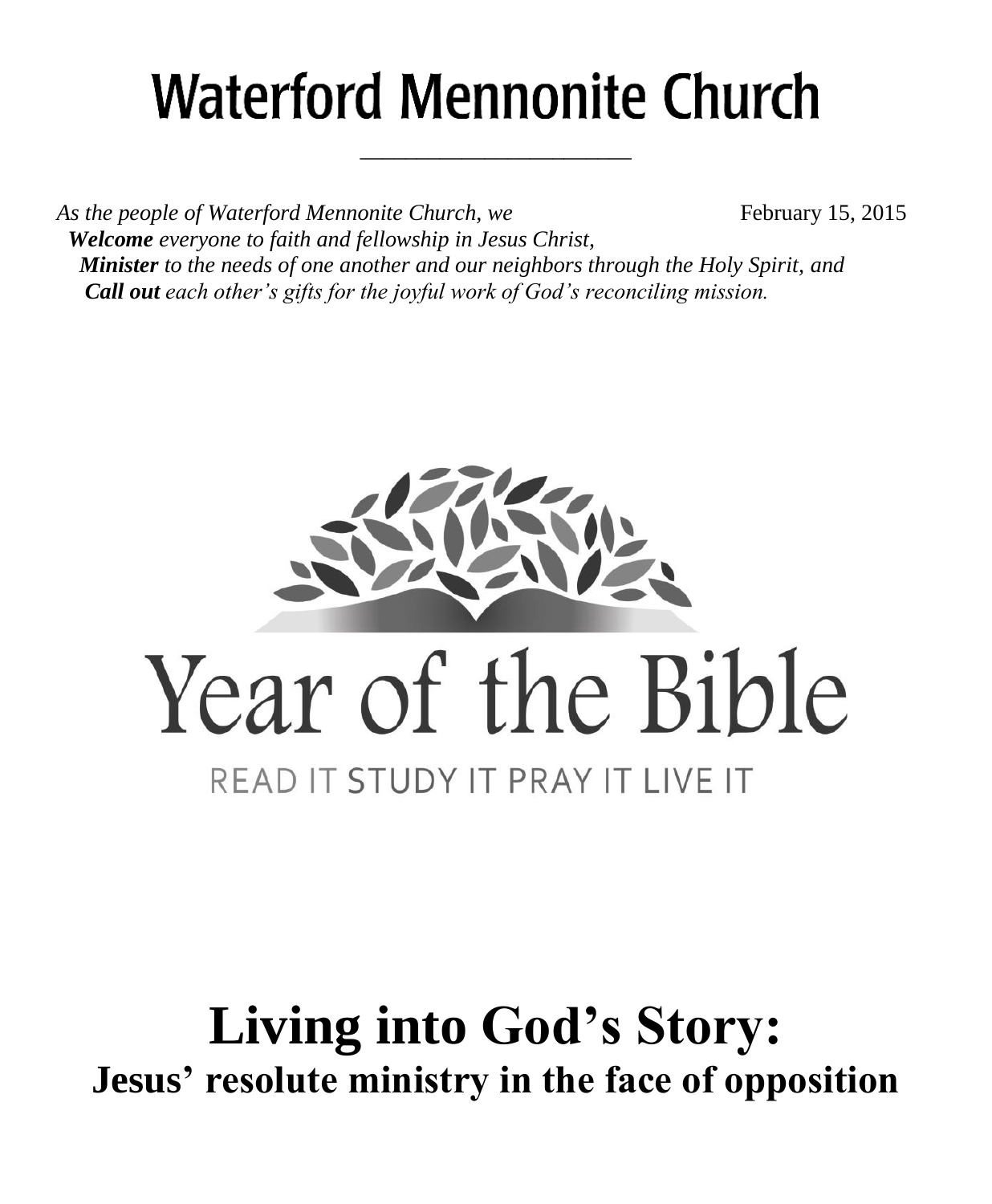# Waterford Mennonite Church

*As the people of Waterford Mennonite Church, we* February 15, 2015

***Welcome*** *everyone to faith and fellowship in Jesus Christ,*
***Minister*** *to the needs of one another and our neighbors through the Holy Spirit, and*
***Call out*** *each other's gifts for the joyful work of God's reconciling mission.*

Year of the Bible

READ IT STUDY IT PRAY IT LIVE IT

# Living into God's Story:

## Jesus' resolute ministry in the face of opposition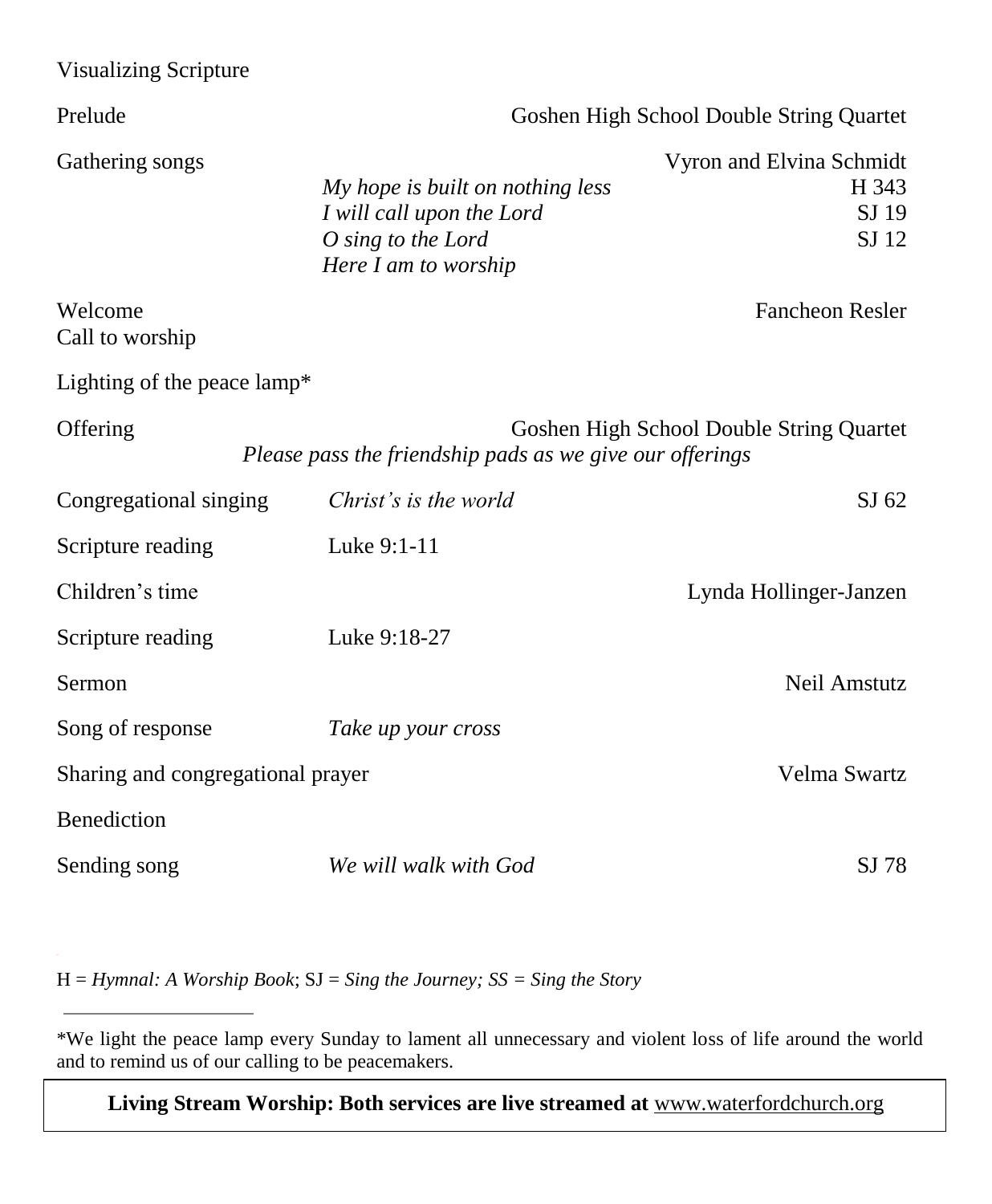Visualizing Scripture

| | | | |
|---|---|---|---|
| Prelude | | Goshen High School Double String Quartet | |
| Gathering songs | | Vyron and Elvina Schmidt | |
| | *My hope is built on nothing less* | | H 343 |
| | *I will call upon the Lord* | | SJ 19 |
| | *O sing to the Lord* | | SJ 12 |
| | *Here I am to worship* | | |
| Welcome | | Fancheon Resler | |
| Call to worship | | | |
| Lighting of the peace lamp* | | | |
| Offering | | Goshen High School Double String Quartet | |
| | *Please pass the friendship pads as we give our offerings* | | |
| Congregational singing | *Christ's is the world* | | SJ 62 |
| Scripture reading | Luke 9:1-11 | | |
| Children's time | | Lynda Hollinger-Janzen | |
| Scripture reading | Luke 9:18-27 | | |
| Sermon | | Neil Amstutz | |
| Song of response | *Take up your cross* | | |
| Sharing and congregational prayer | | Velma Swartz | |
| Benediction | | | |
| Sending song | *We will walk with God* | | SJ 78 |

H = *Hymnal: A Worship Book*; SJ = *Sing the Journey; SS = Sing the Story*

---

*We light the peace lamp every Sunday to lament all unnecessary and violent loss of life around the world and to remind us of our calling to be peacemakers.

**Living Stream Worship: Both services are live streamed at** www.waterfordchurch.org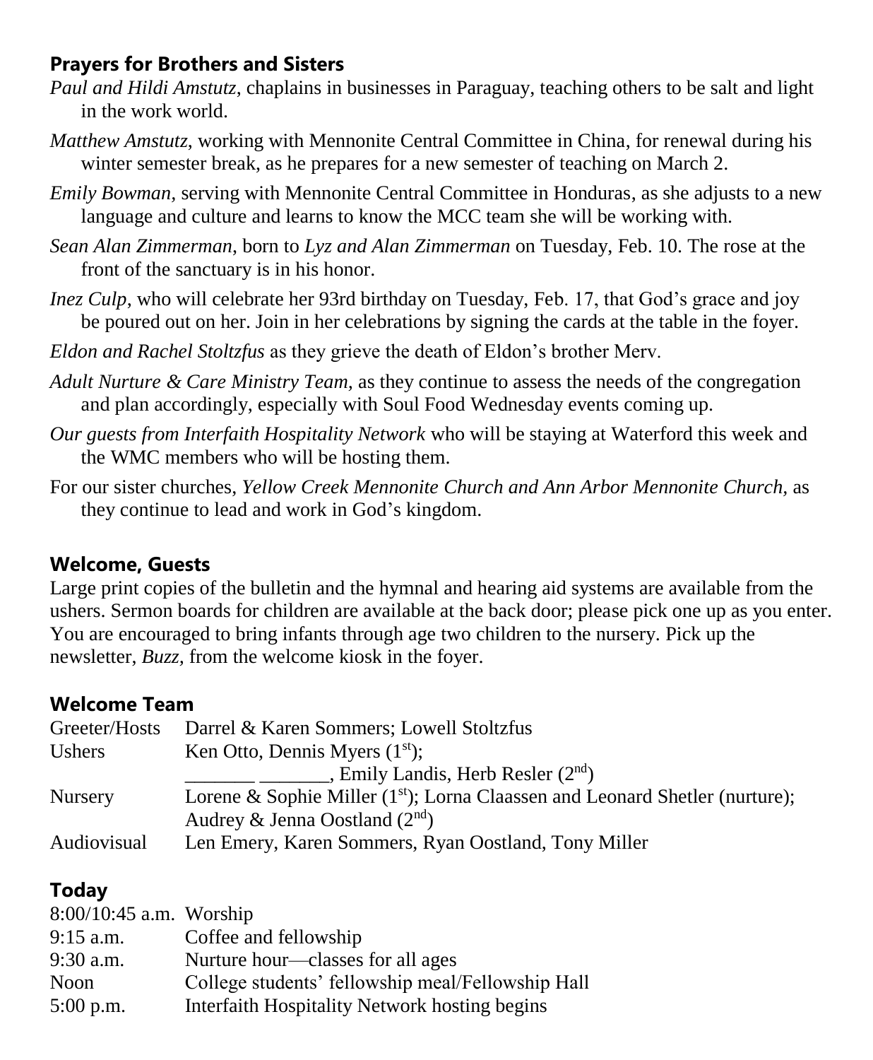## Prayers for Brothers and Sisters

*Paul and Hildi Amstutz*, chaplains in businesses in Paraguay, teaching others to be salt and light in the work world.

*Matthew Amstutz*, working with Mennonite Central Committee in China, for renewal during his winter semester break, as he prepares for a new semester of teaching on March 2.

*Emily Bowman,* serving with Mennonite Central Committee in Honduras, as she adjusts to a new language and culture and learns to know the MCC team she will be working with.

*Sean Alan Zimmerman*, born to *Lyz and Alan Zimmerman* on Tuesday, Feb. 10. The rose at the front of the sanctuary is in his honor.

*Inez Culp*, who will celebrate her 93rd birthday on Tuesday, Feb. 17, that God's grace and joy be poured out on her. Join in her celebrations by signing the cards at the table in the foyer.

*Eldon and Rachel Stoltzfus* as they grieve the death of Eldon's brother Merv.

*Adult Nurture & Care Ministry Team,* as they continue to assess the needs of the congregation and plan accordingly, especially with Soul Food Wednesday events coming up.

*Our guests from Interfaith Hospitality Network* who will be staying at Waterford this week and the WMC members who will be hosting them.

For our sister churches, *Yellow Creek Mennonite Church and Ann Arbor Mennonite Church,* as they continue to lead and work in God's kingdom.

## Welcome, Guests

Large print copies of the bulletin and the hymnal and hearing aid systems are available from the ushers. Sermon boards for children are available at the back door; please pick one up as you enter. You are encouraged to bring infants through age two children to the nursery. Pick up the newsletter, *Buzz,* from the welcome kiosk in the foyer.

## Welcome Team

| | |
|---|---|
| Greeter/Hosts | Darrel & Karen Sommers; Lowell Stoltzfus |
| Ushers | Ken Otto, Dennis Myers (1st); _______ _______, Emily Landis, Herb Resler (2nd) |
| Nursery | Lorene & Sophie Miller (1st); Lorna Claassen and Leonard Shetler (nurture); Audrey & Jenna Oostland (2nd) |
| Audiovisual | Len Emery, Karen Sommers, Ryan Oostland, Tony Miller |

## Today

| | |
|---|---|
| 8:00/10:45 a.m. | Worship |
| 9:15 a.m. | Coffee and fellowship |
| 9:30 a.m. | Nurture hour—classes for all ages |
| Noon | College students' fellowship meal/Fellowship Hall |
| 5:00 p.m. | Interfaith Hospitality Network hosting begins |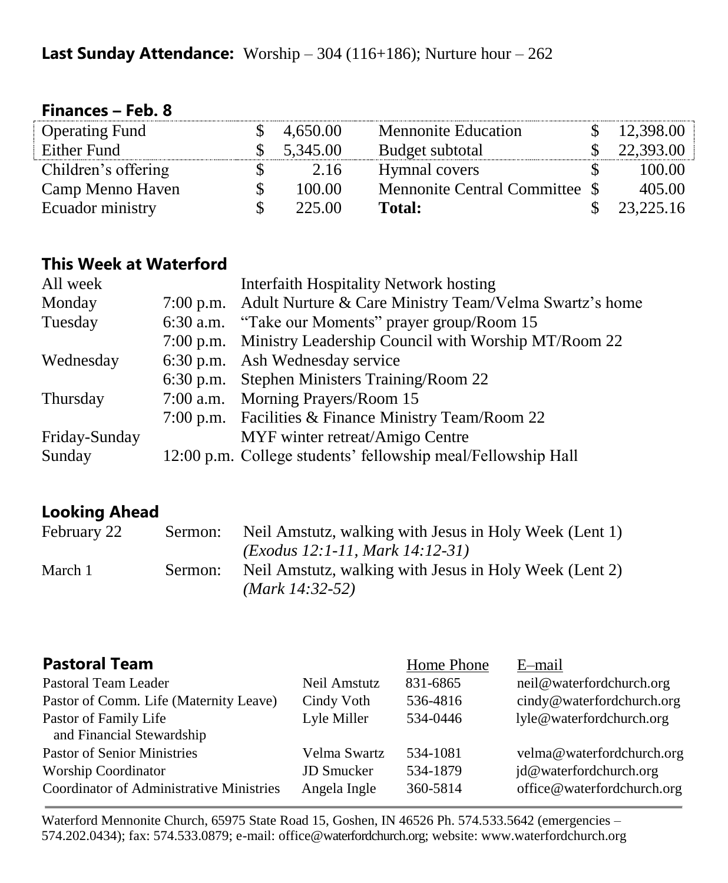**Last Sunday Attendance:** Worship – 304 (116+186); Nurture hour – 262

## Finances – Feb. 8

| | | | |
|---|---|---|---|
| Operating Fund | $ 4,650.00 | Mennonite Education | $ 12,398.00 |
| Either Fund | $ 5,345.00 | Budget subtotal | $ 22,393.00 |
| Children's offering | $ 2.16 | Hymnal covers | $ 100.00 |
| Camp Menno Haven | $ 100.00 | Mennonite Central Committee | $ 405.00 |
| Ecuador ministry | $ 225.00 | **Total:** | $ 23,225.16 |

## This Week at Waterford

| | | |
|---|---|---|
| All week | | Interfaith Hospitality Network hosting |
| Monday | 7:00 p.m. | Adult Nurture & Care Ministry Team/Velma Swartz's home |
| Tuesday | 6:30 a.m. | "Take our Moments" prayer group/Room 15 |
| | 7:00 p.m. | Ministry Leadership Council with Worship MT/Room 22 |
| Wednesday | 6:30 p.m. | Ash Wednesday service |
| | 6:30 p.m. | Stephen Ministers Training/Room 22 |
| Thursday | 7:00 a.m. | Morning Prayers/Room 15 |
| | 7:00 p.m. | Facilities & Finance Ministry Team/Room 22 |
| Friday-Sunday | | MYF winter retreat/Amigo Centre |
| Sunday | 12:00 p.m. | College students' fellowship meal/Fellowship Hall |

## Looking Ahead

| | | |
|---|---|---|
| February 22 | Sermon: | Neil Amstutz, walking with Jesus in Holy Week (Lent 1) *(Exodus 12:1-11, Mark 14:12-31)* |
| March 1 | Sermon: | Neil Amstutz, walking with Jesus in Holy Week (Lent 2) *(Mark 14:32-52)* |

## Pastoral Team

| | | Home Phone | E–mail |
|---|---|---|---|
| Pastoral Team Leader | Neil Amstutz | 831-6865 | neil@waterfordchurch.org |
| Pastor of Comm. Life (Maternity Leave) | Cindy Voth | 536-4816 | cindy@waterfordchurch.org |
| Pastor of Family Life and Financial Stewardship | Lyle Miller | 534-0446 | lyle@waterfordchurch.org |
| Pastor of Senior Ministries | Velma Swartz | 534-1081 | velma@waterfordchurch.org |
| Worship Coordinator | JD Smucker | 534-1879 | jd@waterfordchurch.org |
| Coordinator of Administrative Ministries | Angela Ingle | 360-5814 | office@waterfordchurch.org |

Waterford Mennonite Church, 65975 State Road 15, Goshen, IN 46526 Ph. 574.533.5642 (emergencies – 574.202.0434); fax: 574.533.0879; e-mail: office@waterfordchurch.org; website: www.waterfordchurch.org